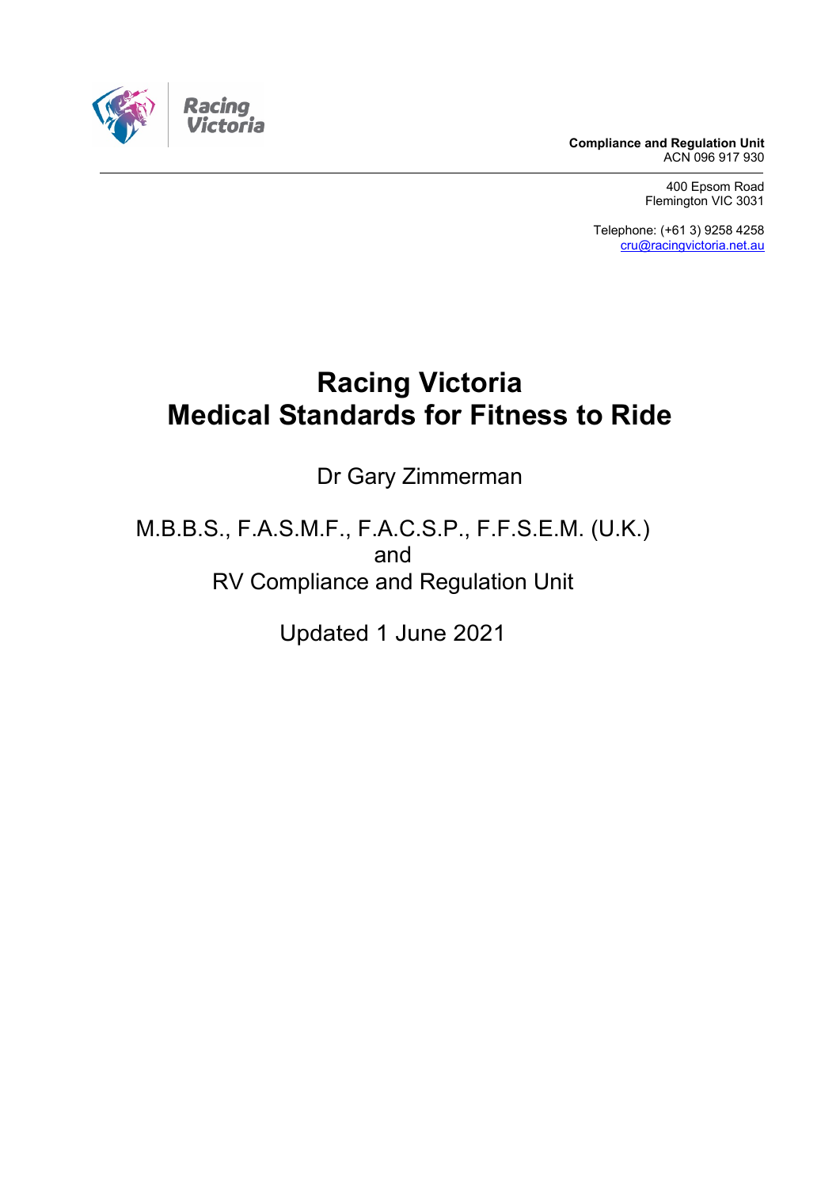Racing Victoria

**Compliance and Regulation Unit**
ACN 096 917 930

400 Epsom Road
Flemington VIC 3031

Telephone: (+61 3) 9258 4258
cru@racingvictoria.net.au

# Racing Victoria
# Medical Standards for Fitness to Ride

Dr Gary Zimmerman

M.B.B.S., F.A.S.M.F., F.A.C.S.P., F.F.S.E.M. (U.K.)
and
RV Compliance and Regulation Unit

Updated 1 June 2021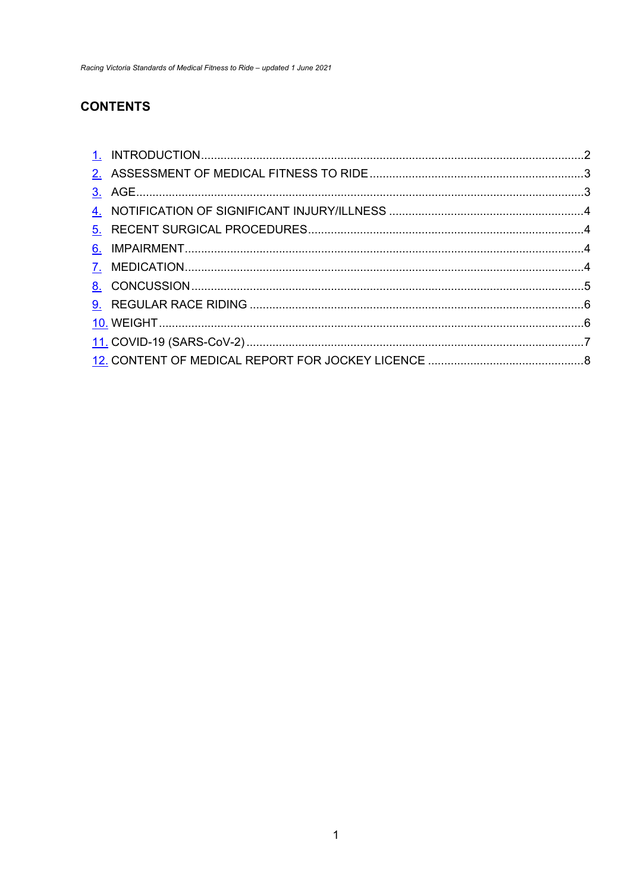## CONTENTS

1. INTRODUCTION....................................................................................................................2
2. ASSESSMENT OF MEDICAL FITNESS TO RIDE.................................................................3
3. AGE.......................................................................................................................................3
4. NOTIFICATION OF SIGNIFICANT INJURY/ILLNESS ..........................................................4
5. RECENT SURGICAL PROCEDURES...................................................................................4
6. IMPAIRMENT........................................................................................................................4
7. MEDICATION........................................................................................................................4
8. CONCUSSION......................................................................................................................5
9. REGULAR RACE RIDING .....................................................................................................6
10. WEIGHT................................................................................................................................6
11. COVID-19 (SARS-CoV-2).......................................................................................................7
12. CONTENT OF MEDICAL REPORT FOR JOCKEY LICENCE ...............................................8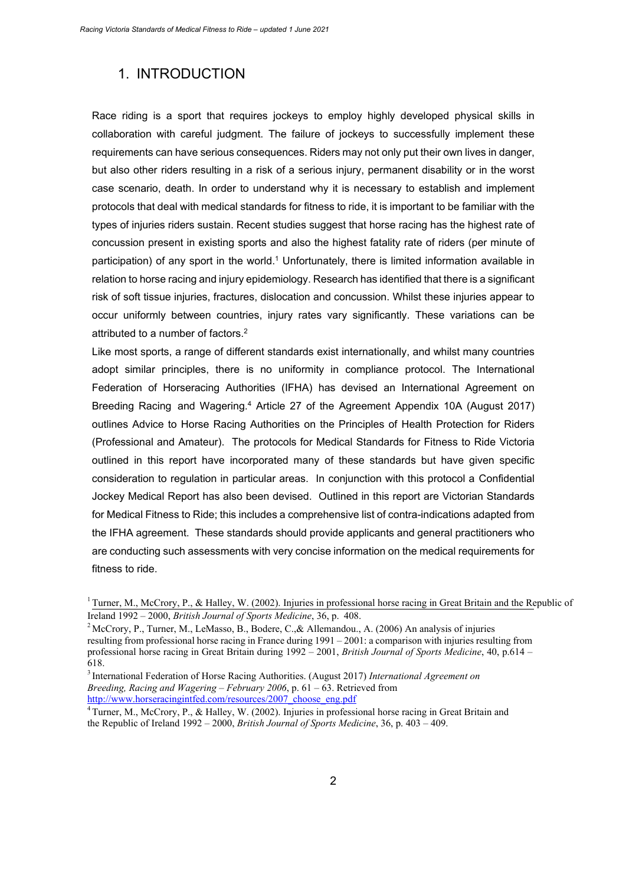## 1. INTRODUCTION

Race riding is a sport that requires jockeys to employ highly developed physical skills in collaboration with careful judgment. The failure of jockeys to successfully implement these requirements can have serious consequences. Riders may not only put their own lives in danger, but also other riders resulting in a risk of a serious injury, permanent disability or in the worst case scenario, death. In order to understand why it is necessary to establish and implement protocols that deal with medical standards for fitness to ride, it is important to be familiar with the types of injuries riders sustain. Recent studies suggest that horse racing has the highest rate of concussion present in existing sports and also the highest fatality rate of riders (per minute of participation) of any sport in the world.[1] Unfortunately, there is limited information available in relation to horse racing and injury epidemiology. Research has identified that there is a significant risk of soft tissue injuries, fractures, dislocation and concussion. Whilst these injuries appear to occur uniformly between countries, injury rates vary significantly. These variations can be attributed to a number of factors.[2]

Like most sports, a range of different standards exist internationally, and whilst many countries adopt similar principles, there is no uniformity in compliance protocol. The International Federation of Horseracing Authorities (IFHA) has devised an International Agreement on Breeding Racing and Wagering.[4] Article 27 of the Agreement Appendix 10A (August 2017) outlines Advice to Horse Racing Authorities on the Principles of Health Protection for Riders (Professional and Amateur). The protocols for Medical Standards for Fitness to Ride Victoria outlined in this report have incorporated many of these standards but have given specific consideration to regulation in particular areas. In conjunction with this protocol a Confidential Jockey Medical Report has also been devised. Outlined in this report are Victorian Standards for Medical Fitness to Ride; this includes a comprehensive list of contra-indications adapted from the IFHA agreement. These standards should provide applicants and general practitioners who are conducting such assessments with very concise information on the medical requirements for fitness to ride.

---

[1] Turner, M., McCrory, P., & Halley, W. (2002). Injuries in professional horse racing in Great Britain and the Republic of Ireland 1992 – 2000, *British Journal of Sports Medicine*, 36, p. 408.

[2] McCrory, P., Turner, M., LeMasso, B., Bodere, C.,& Allemandou., A. (2006) An analysis of injuries resulting from professional horse racing in France during 1991 – 2001: a comparison with injuries resulting from professional horse racing in Great Britain during 1992 – 2001, *British Journal of Sports Medicine*, 40, p.614 – 618.

[3] International Federation of Horse Racing Authorities. (August 2017) *International Agreement on Breeding, Racing and Wagering – February 2006*, p. 61 – 63. Retrieved from http://www.horseracingintfed.com/resources/2007_choose_eng.pdf

[4] Turner, M., McCrory, P., & Halley, W. (2002). Injuries in professional horse racing in Great Britain and the Republic of Ireland 1992 – 2000, *British Journal of Sports Medicine*, 36, p. 403 – 409.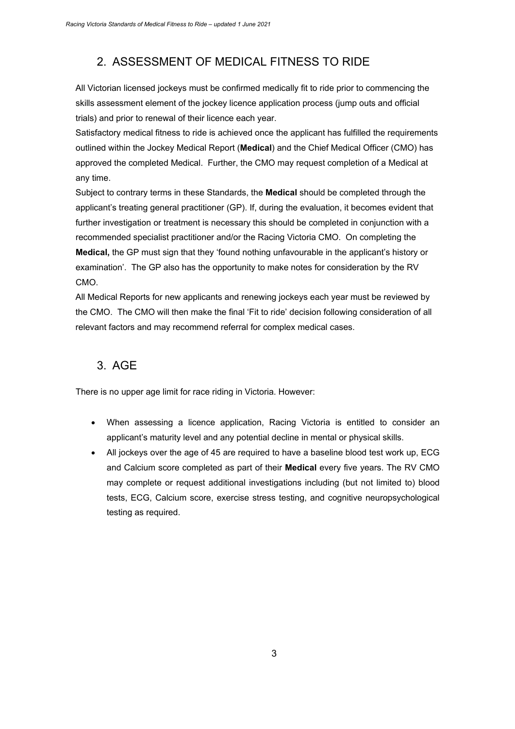## 2. ASSESSMENT OF MEDICAL FITNESS TO RIDE

All Victorian licensed jockeys must be confirmed medically fit to ride prior to commencing the skills assessment element of the jockey licence application process (jump outs and official trials) and prior to renewal of their licence each year.

Satisfactory medical fitness to ride is achieved once the applicant has fulfilled the requirements outlined within the Jockey Medical Report (**Medical**) and the Chief Medical Officer (CMO) has approved the completed Medical. Further, the CMO may request completion of a Medical at any time.

Subject to contrary terms in these Standards, the **Medical** should be completed through the applicant's treating general practitioner (GP). If, during the evaluation, it becomes evident that further investigation or treatment is necessary this should be completed in conjunction with a recommended specialist practitioner and/or the Racing Victoria CMO. On completing the **Medical,** the GP must sign that they 'found nothing unfavourable in the applicant's history or examination'. The GP also has the opportunity to make notes for consideration by the RV CMO.

All Medical Reports for new applicants and renewing jockeys each year must be reviewed by the CMO. The CMO will then make the final 'Fit to ride' decision following consideration of all relevant factors and may recommend referral for complex medical cases.

## 3. AGE

There is no upper age limit for race riding in Victoria. However:

- When assessing a licence application, Racing Victoria is entitled to consider an applicant's maturity level and any potential decline in mental or physical skills.
- All jockeys over the age of 45 are required to have a baseline blood test work up, ECG and Calcium score completed as part of their **Medical** every five years. The RV CMO may complete or request additional investigations including (but not limited to) blood tests, ECG, Calcium score, exercise stress testing, and cognitive neuropsychological testing as required.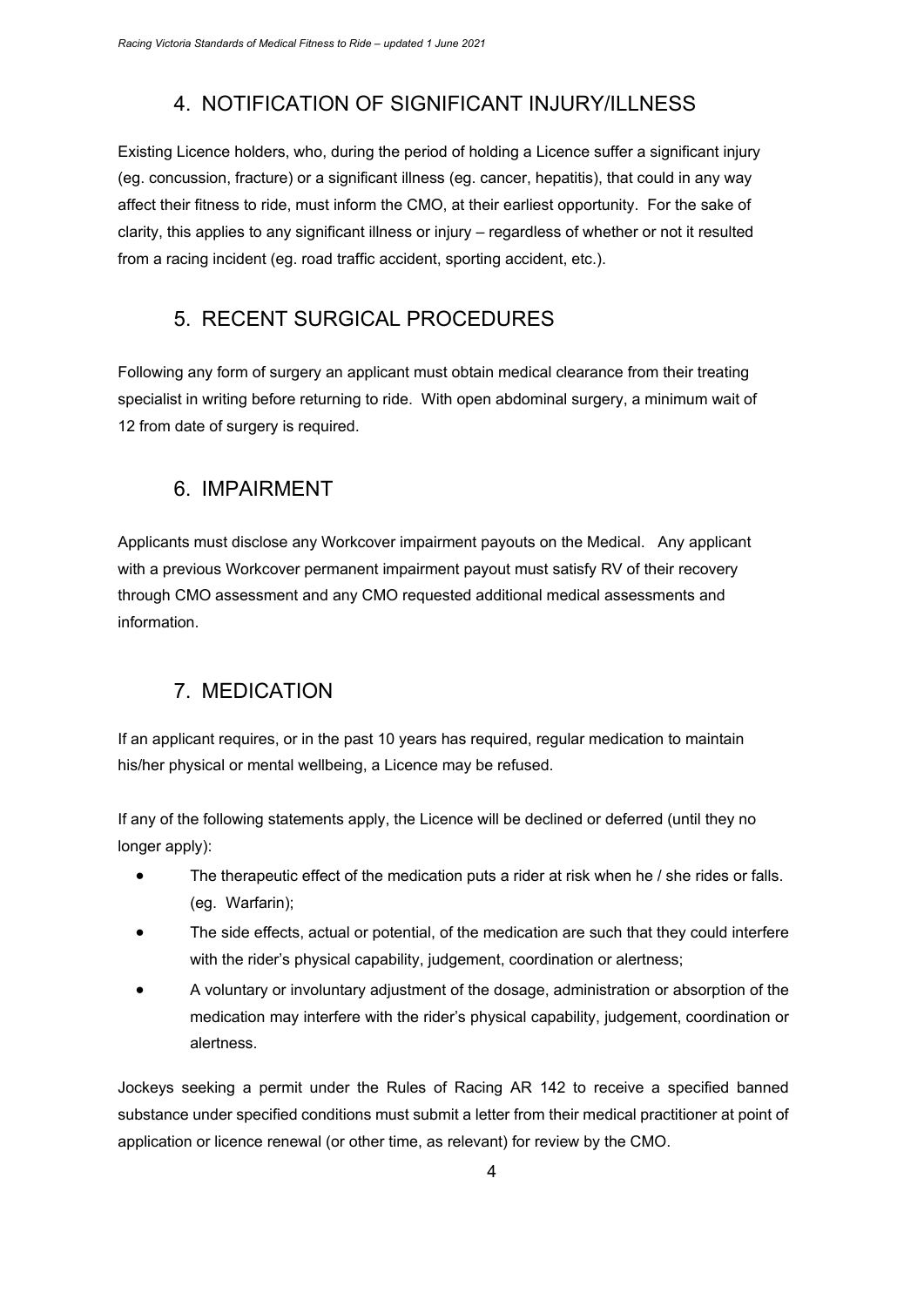## 4. NOTIFICATION OF SIGNIFICANT INJURY/ILLNESS

Existing Licence holders, who, during the period of holding a Licence suffer a significant injury (eg. concussion, fracture) or a significant illness (eg. cancer, hepatitis), that could in any way affect their fitness to ride, must inform the CMO, at their earliest opportunity. For the sake of clarity, this applies to any significant illness or injury – regardless of whether or not it resulted from a racing incident (eg. road traffic accident, sporting accident, etc.).

## 5. RECENT SURGICAL PROCEDURES

Following any form of surgery an applicant must obtain medical clearance from their treating specialist in writing before returning to ride. With open abdominal surgery, a minimum wait of 12 from date of surgery is required.

## 6. IMPAIRMENT

Applicants must disclose any Workcover impairment payouts on the Medical. Any applicant with a previous Workcover permanent impairment payout must satisfy RV of their recovery through CMO assessment and any CMO requested additional medical assessments and information.

## 7. MEDICATION

If an applicant requires, or in the past 10 years has required, regular medication to maintain his/her physical or mental wellbeing, a Licence may be refused.

If any of the following statements apply, the Licence will be declined or deferred (until they no longer apply):

- The therapeutic effect of the medication puts a rider at risk when he / she rides or falls. (eg. Warfarin);
- The side effects, actual or potential, of the medication are such that they could interfere with the rider's physical capability, judgement, coordination or alertness;
- A voluntary or involuntary adjustment of the dosage, administration or absorption of the medication may interfere with the rider's physical capability, judgement, coordination or alertness.

Jockeys seeking a permit under the Rules of Racing AR 142 to receive a specified banned substance under specified conditions must submit a letter from their medical practitioner at point of application or licence renewal (or other time, as relevant) for review by the CMO.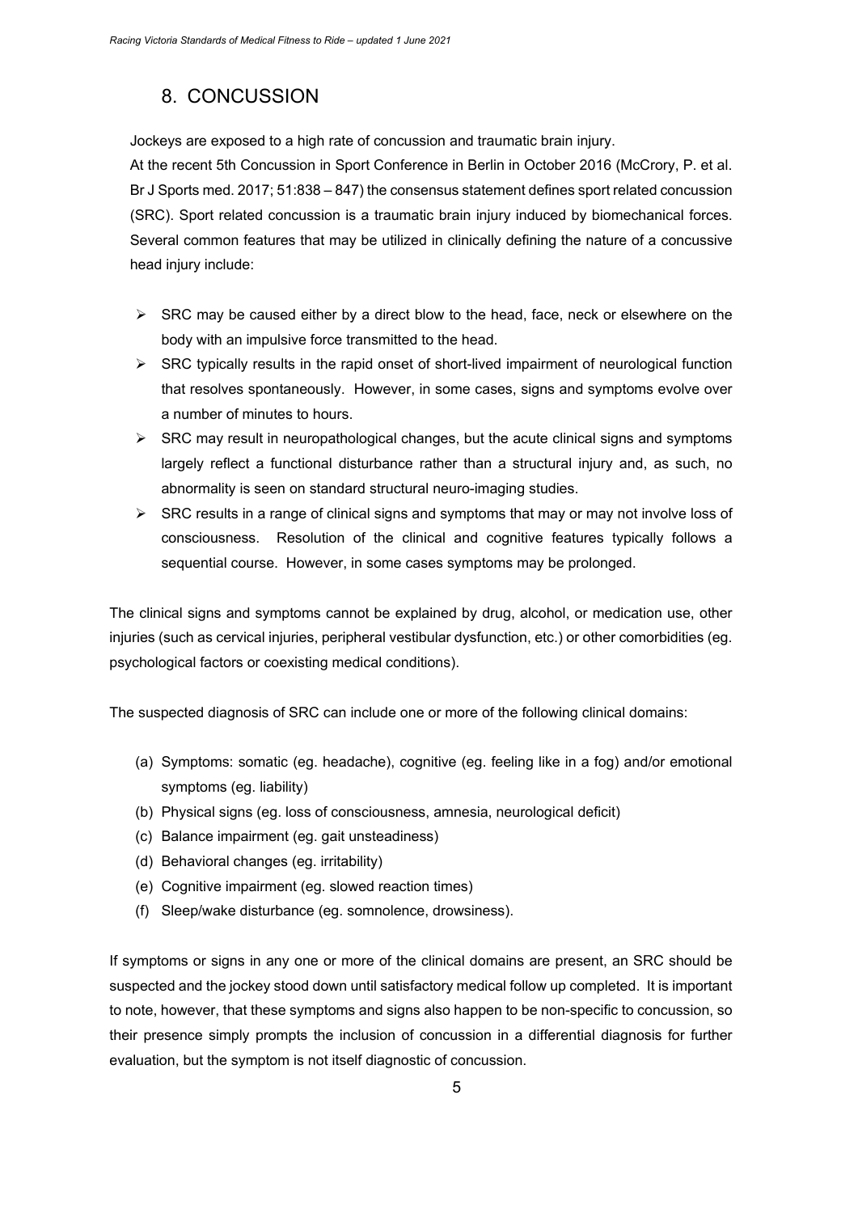## 8. CONCUSSION

Jockeys are exposed to a high rate of concussion and traumatic brain injury.

At the recent 5th Concussion in Sport Conference in Berlin in October 2016 (McCrory, P. et al. Br J Sports med. 2017; 51:838 – 847) the consensus statement defines sport related concussion (SRC). Sport related concussion is a traumatic brain injury induced by biomechanical forces. Several common features that may be utilized in clinically defining the nature of a concussive head injury include:

- SRC may be caused either by a direct blow to the head, face, neck or elsewhere on the body with an impulsive force transmitted to the head.
- SRC typically results in the rapid onset of short-lived impairment of neurological function that resolves spontaneously. However, in some cases, signs and symptoms evolve over a number of minutes to hours.
- SRC may result in neuropathological changes, but the acute clinical signs and symptoms largely reflect a functional disturbance rather than a structural injury and, as such, no abnormality is seen on standard structural neuro-imaging studies.
- SRC results in a range of clinical signs and symptoms that may or may not involve loss of consciousness. Resolution of the clinical and cognitive features typically follows a sequential course. However, in some cases symptoms may be prolonged.

The clinical signs and symptoms cannot be explained by drug, alcohol, or medication use, other injuries (such as cervical injuries, peripheral vestibular dysfunction, etc.) or other comorbidities (eg. psychological factors or coexisting medical conditions).

The suspected diagnosis of SRC can include one or more of the following clinical domains:

(a) Symptoms: somatic (eg. headache), cognitive (eg. feeling like in a fog) and/or emotional symptoms (eg. liability)
(b) Physical signs (eg. loss of consciousness, amnesia, neurological deficit)
(c) Balance impairment (eg. gait unsteadiness)
(d) Behavioral changes (eg. irritability)
(e) Cognitive impairment (eg. slowed reaction times)
(f) Sleep/wake disturbance (eg. somnolence, drowsiness).

If symptoms or signs in any one or more of the clinical domains are present, an SRC should be suspected and the jockey stood down until satisfactory medical follow up completed. It is important to note, however, that these symptoms and signs also happen to be non-specific to concussion, so their presence simply prompts the inclusion of concussion in a differential diagnosis for further evaluation, but the symptom is not itself diagnostic of concussion.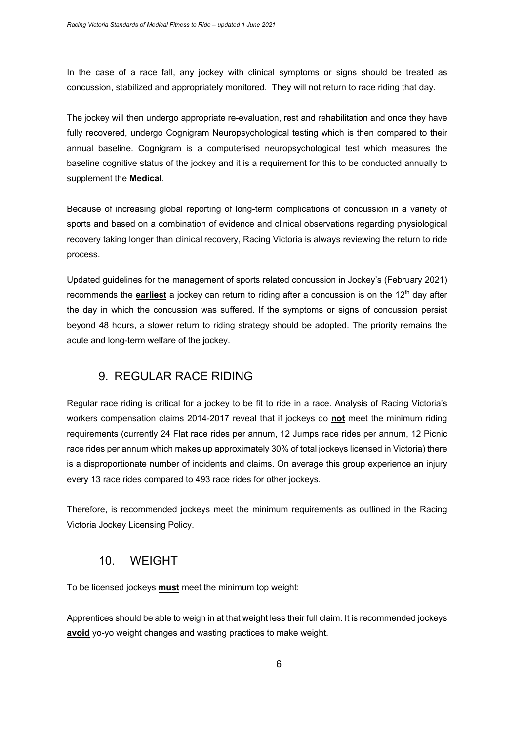In the case of a race fall, any jockey with clinical symptoms or signs should be treated as concussion, stabilized and appropriately monitored. They will not return to race riding that day.

The jockey will then undergo appropriate re-evaluation, rest and rehabilitation and once they have fully recovered, undergo Cognigram Neuropsychological testing which is then compared to their annual baseline. Cognigram is a computerised neuropsychological test which measures the baseline cognitive status of the jockey and it is a requirement for this to be conducted annually to supplement the **Medical**.

Because of increasing global reporting of long-term complications of concussion in a variety of sports and based on a combination of evidence and clinical observations regarding physiological recovery taking longer than clinical recovery, Racing Victoria is always reviewing the return to ride process.

Updated guidelines for the management of sports related concussion in Jockey's (February 2021) recommends the <u>**earliest**</u> a jockey can return to riding after a concussion is on the 12th day after the day in which the concussion was suffered. If the symptoms or signs of concussion persist beyond 48 hours, a slower return to riding strategy should be adopted. The priority remains the acute and long-term welfare of the jockey.

## 9. REGULAR RACE RIDING

Regular race riding is critical for a jockey to be fit to ride in a race. Analysis of Racing Victoria's workers compensation claims 2014-2017 reveal that if jockeys do <u>**not**</u> meet the minimum riding requirements (currently 24 Flat race rides per annum, 12 Jumps race rides per annum, 12 Picnic race rides per annum which makes up approximately 30% of total jockeys licensed in Victoria) there is a disproportionate number of incidents and claims. On average this group experience an injury every 13 race rides compared to 493 race rides for other jockeys.

Therefore, is recommended jockeys meet the minimum requirements as outlined in the Racing Victoria Jockey Licensing Policy.

## 10. WEIGHT

To be licensed jockeys <u>**must**</u> meet the minimum top weight:

Apprentices should be able to weigh in at that weight less their full claim. It is recommended jockeys <u>**avoid**</u> yo-yo weight changes and wasting practices to make weight.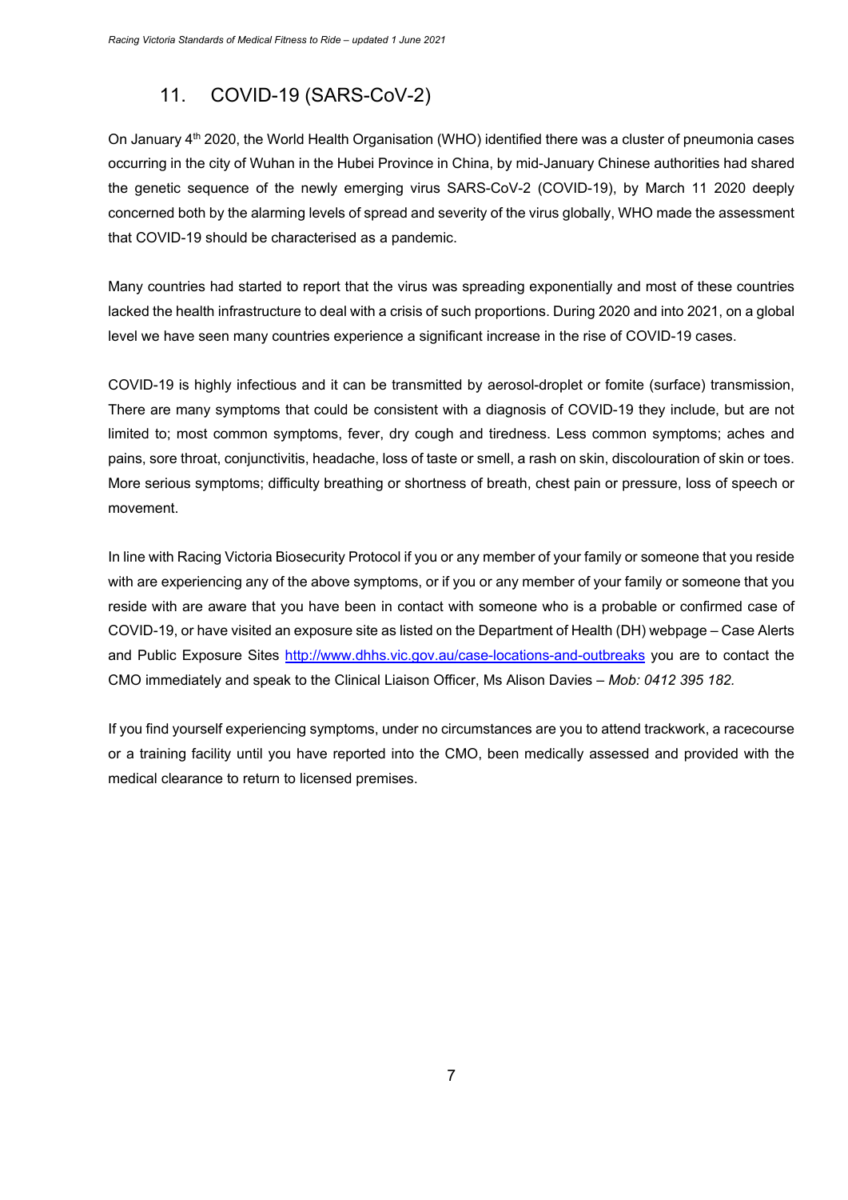## 11. COVID-19 (SARS-CoV-2)

On January 4th 2020, the World Health Organisation (WHO) identified there was a cluster of pneumonia cases occurring in the city of Wuhan in the Hubei Province in China, by mid-January Chinese authorities had shared the genetic sequence of the newly emerging virus SARS-CoV-2 (COVID-19), by March 11 2020 deeply concerned both by the alarming levels of spread and severity of the virus globally, WHO made the assessment that COVID-19 should be characterised as a pandemic.

Many countries had started to report that the virus was spreading exponentially and most of these countries lacked the health infrastructure to deal with a crisis of such proportions. During 2020 and into 2021, on a global level we have seen many countries experience a significant increase in the rise of COVID-19 cases.

COVID-19 is highly infectious and it can be transmitted by aerosol-droplet or fomite (surface) transmission, There are many symptoms that could be consistent with a diagnosis of COVID-19 they include, but are not limited to; most common symptoms, fever, dry cough and tiredness. Less common symptoms; aches and pains, sore throat, conjunctivitis, headache, loss of taste or smell, a rash on skin, discolouration of skin or toes. More serious symptoms; difficulty breathing or shortness of breath, chest pain or pressure, loss of speech or movement.

In line with Racing Victoria Biosecurity Protocol if you or any member of your family or someone that you reside with are experiencing any of the above symptoms, or if you or any member of your family or someone that you reside with are aware that you have been in contact with someone who is a probable or confirmed case of COVID-19, or have visited an exposure site as listed on the Department of Health (DH) webpage – Case Alerts and Public Exposure Sites [http://www.dhhs.vic.gov.au/case-locations-and-outbreaks](http://www.dhhs.vic.gov.au/case-locations-and-outbreaks) you are to contact the CMO immediately and speak to the Clinical Liaison Officer, Ms Alison Davies – *Mob: 0412 395 182.*

If you find yourself experiencing symptoms, under no circumstances are you to attend trackwork, a racecourse or a training facility until you have reported into the CMO, been medically assessed and provided with the medical clearance to return to licensed premises.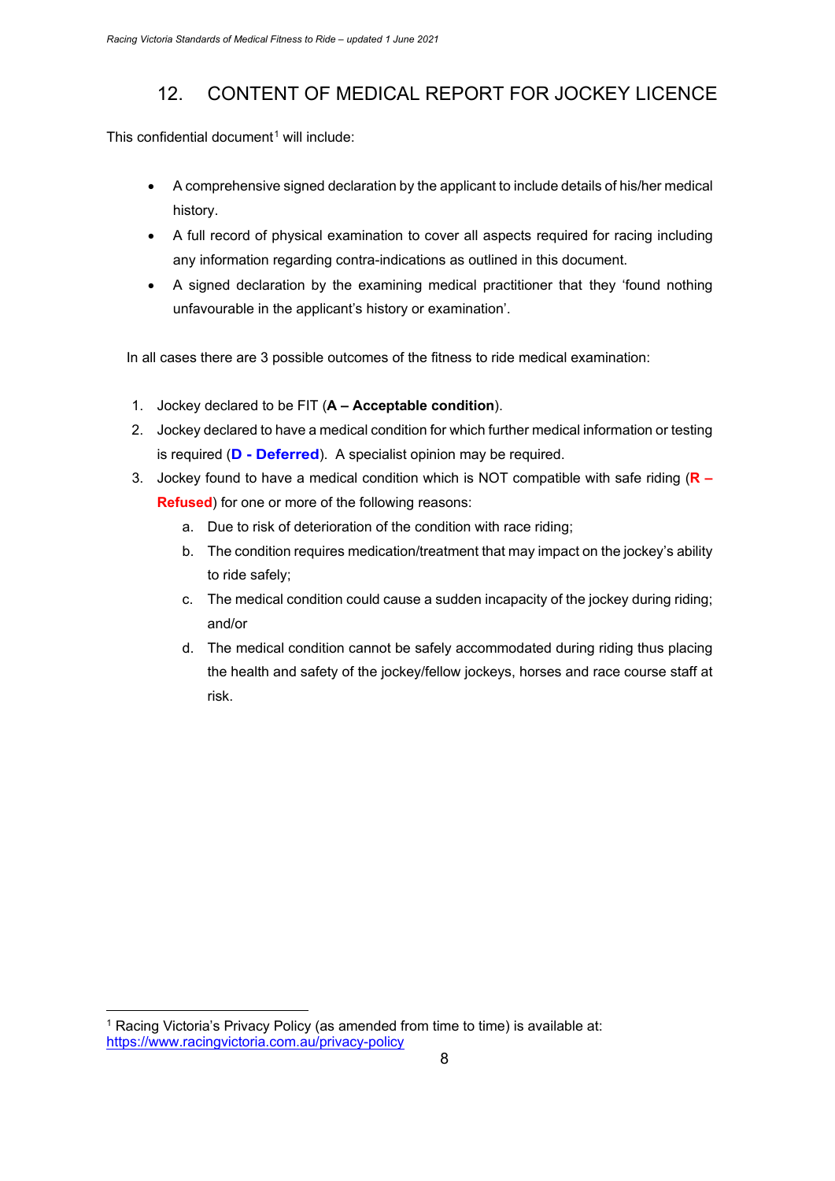## 12. CONTENT OF MEDICAL REPORT FOR JOCKEY LICENCE

This confidential document[1] will include:

- A comprehensive signed declaration by the applicant to include details of his/her medical history.
- A full record of physical examination to cover all aspects required for racing including any information regarding contra-indications as outlined in this document.
- A signed declaration by the examining medical practitioner that they 'found nothing unfavourable in the applicant's history or examination'.

In all cases there are 3 possible outcomes of the fitness to ride medical examination:

1. Jockey declared to be FIT (**A – Acceptable condition**).
2. Jockey declared to have a medical condition for which further medical information or testing is required (**D - Deferred**). A specialist opinion may be required.
3. Jockey found to have a medical condition which is NOT compatible with safe riding (**R – Refused**) for one or more of the following reasons:
   a. Due to risk of deterioration of the condition with race riding;
   b. The condition requires medication/treatment that may impact on the jockey's ability to ride safely;
   c. The medical condition could cause a sudden incapacity of the jockey during riding; and/or
   d. The medical condition cannot be safely accommodated during riding thus placing the health and safety of the jockey/fellow jockeys, horses and race course staff at risk.

[1] Racing Victoria's Privacy Policy (as amended from time to time) is available at: https://www.racingvictoria.com.au/privacy-policy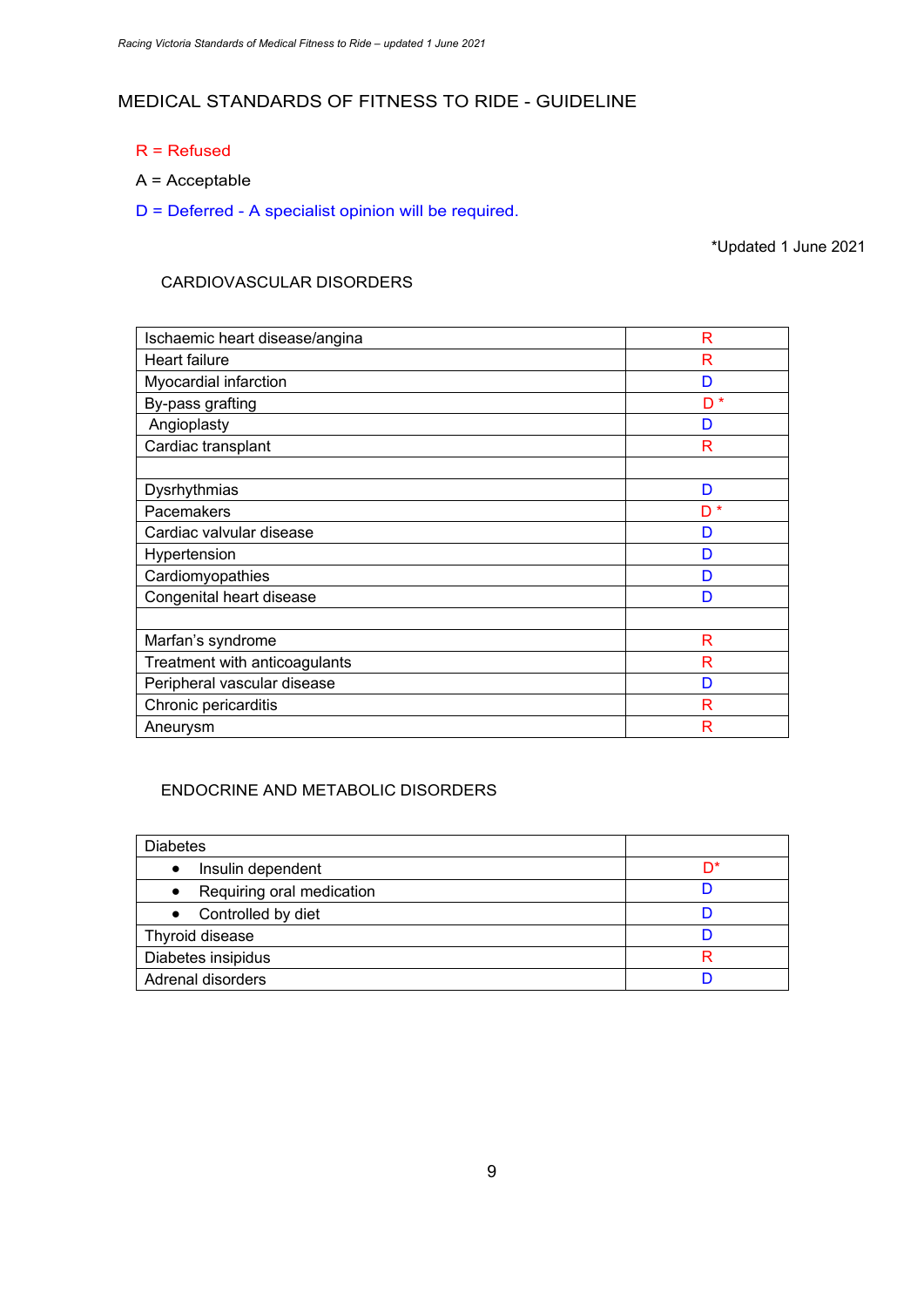# MEDICAL STANDARDS OF FITNESS TO RIDE - GUIDELINE

R = Refused

A = Acceptable

D = Deferred - A specialist opinion will be required.

*Updated 1 June 2021

## CARDIOVASCULAR DISORDERS

| | |
|---|---|
| Ischaemic heart disease/angina | R |
| Heart failure | R |
| Myocardial infarction | D |
| By-pass grafting | D * |
| Angioplasty | D |
| Cardiac transplant | R |
| | |
| Dysrhythmias | D |
| Pacemakers | D * |
| Cardiac valvular disease | D |
| Hypertension | D |
| Cardiomyopathies | D |
| Congenital heart disease | D |
| | |
| Marfan's syndrome | R |
| Treatment with anticoagulants | R |
| Peripheral vascular disease | D |
| Chronic pericarditis | R |
| Aneurysm | R |

## ENDOCRINE AND METABOLIC DISORDERS

| | |
|---|---|
| Diabetes | |
| • Insulin dependent | D* |
| • Requiring oral medication | D |
| • Controlled by diet | D |
| Thyroid disease | D |
| Diabetes insipidus | R |
| Adrenal disorders | D |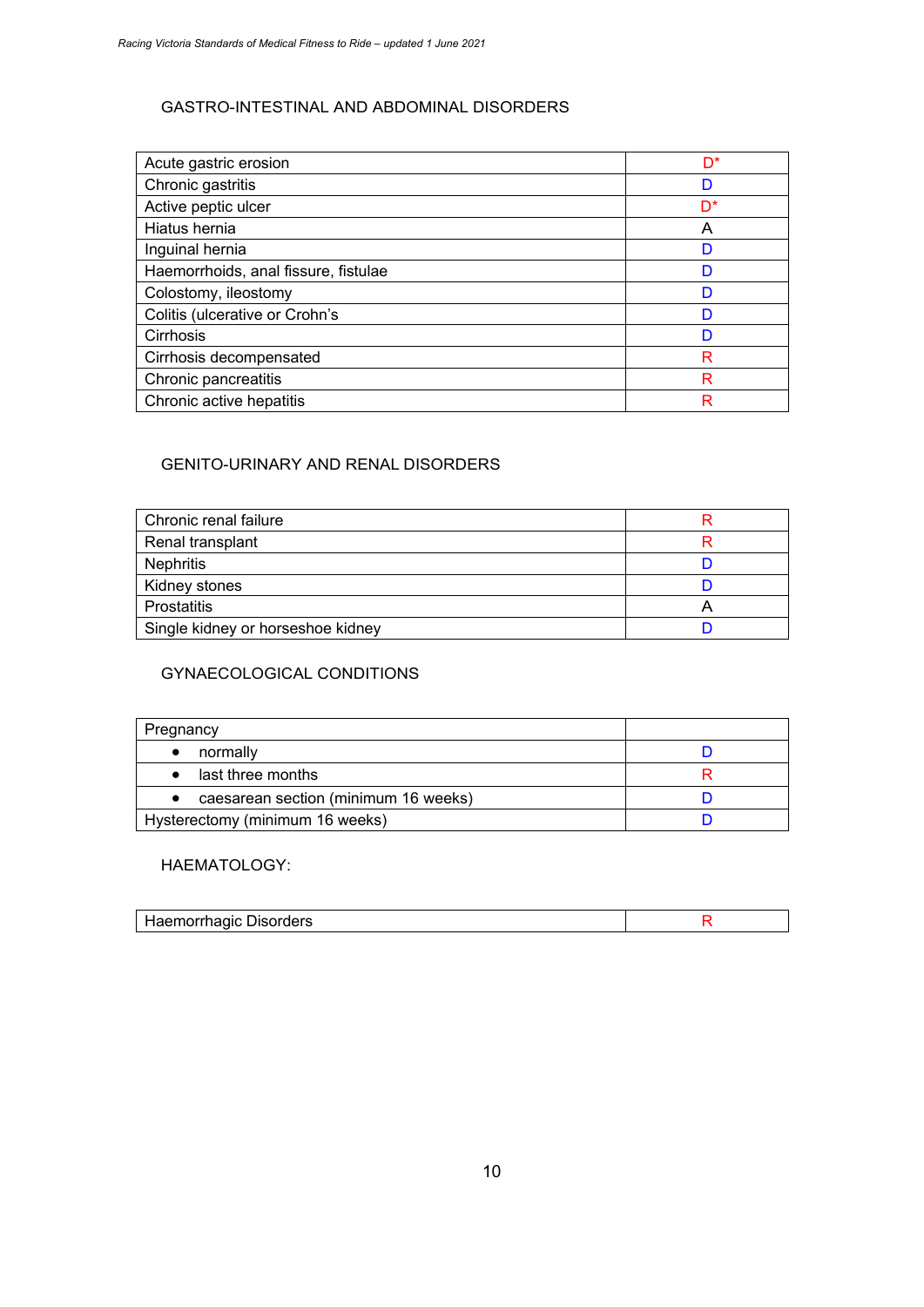## GASTRO-INTESTINAL AND ABDOMINAL DISORDERS

| | |
|---|---|
| Acute gastric erosion | D* |
| Chronic gastritis | D |
| Active peptic ulcer | D* |
| Hiatus hernia | A |
| Inguinal hernia | D |
| Haemorrhoids, anal fissure, fistulae | D |
| Colostomy, ileostomy | D |
| Colitis (ulcerative or Crohn's | D |
| Cirrhosis | D |
| Cirrhosis decompensated | R |
| Chronic pancreatitis | R |
| Chronic active hepatitis | R |

## GENITO-URINARY AND RENAL DISORDERS

| | |
|---|---|
| Chronic renal failure | R |
| Renal transplant | R |
| Nephritis | D |
| Kidney stones | D |
| Prostatitis | A |
| Single kidney or horseshoe kidney | D |

## GYNAECOLOGICAL CONDITIONS

| | |
|---|---|
| Pregnancy | |
| • normally | D |
| • last three months | R |
| • caesarean section (minimum 16 weeks) | D |
| Hysterectomy (minimum 16 weeks) | D |

## HAEMATOLOGY:

| | |
|---|---|
| Haemorrhagic Disorders | R |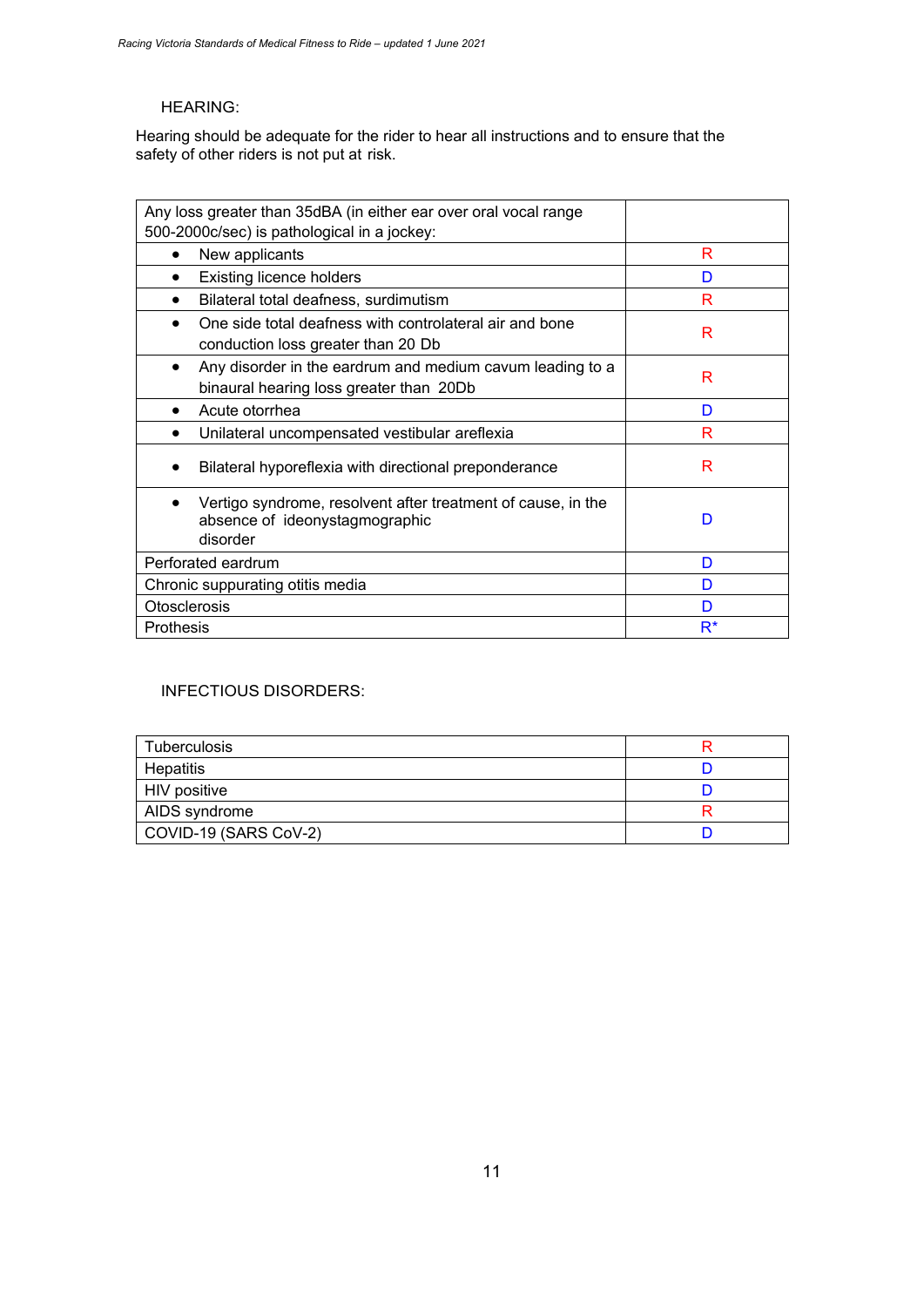## HEARING:

Hearing should be adequate for the rider to hear all instructions and to ensure that the safety of other riders is not put at risk.

| Any loss greater than 35dBA (in either ear over oral vocal range 500-2000c/sec) is pathological in a jockey: | |
|---|---|
| • New applicants | R |
| • Existing licence holders | D |
| • Bilateral total deafness, surdimutism | R |
| • One side total deafness with controlateral air and bone conduction loss greater than 20 Db | R |
| • Any disorder in the eardrum and medium cavum leading to a binaural hearing loss greater than 20Db | R |
| • Acute otorrhea | D |
| • Unilateral uncompensated vestibular areflexia | R |
| • Bilateral hyporeflexia with directional preponderance | R |
| • Vertigo syndrome, resolvent after treatment of cause, in the absence of ideonystagmographic disorder | D |
| Perforated eardrum | D |
| Chronic suppurating otitis media | D |
| Otosclerosis | D |
| Prothesis | R* |

## INFECTIOUS DISORDERS:

| Condition | |
|---|---|
| Tuberculosis | R |
| Hepatitis | D |
| HIV positive | D |
| AIDS syndrome | R |
| COVID-19 (SARS CoV-2) | D |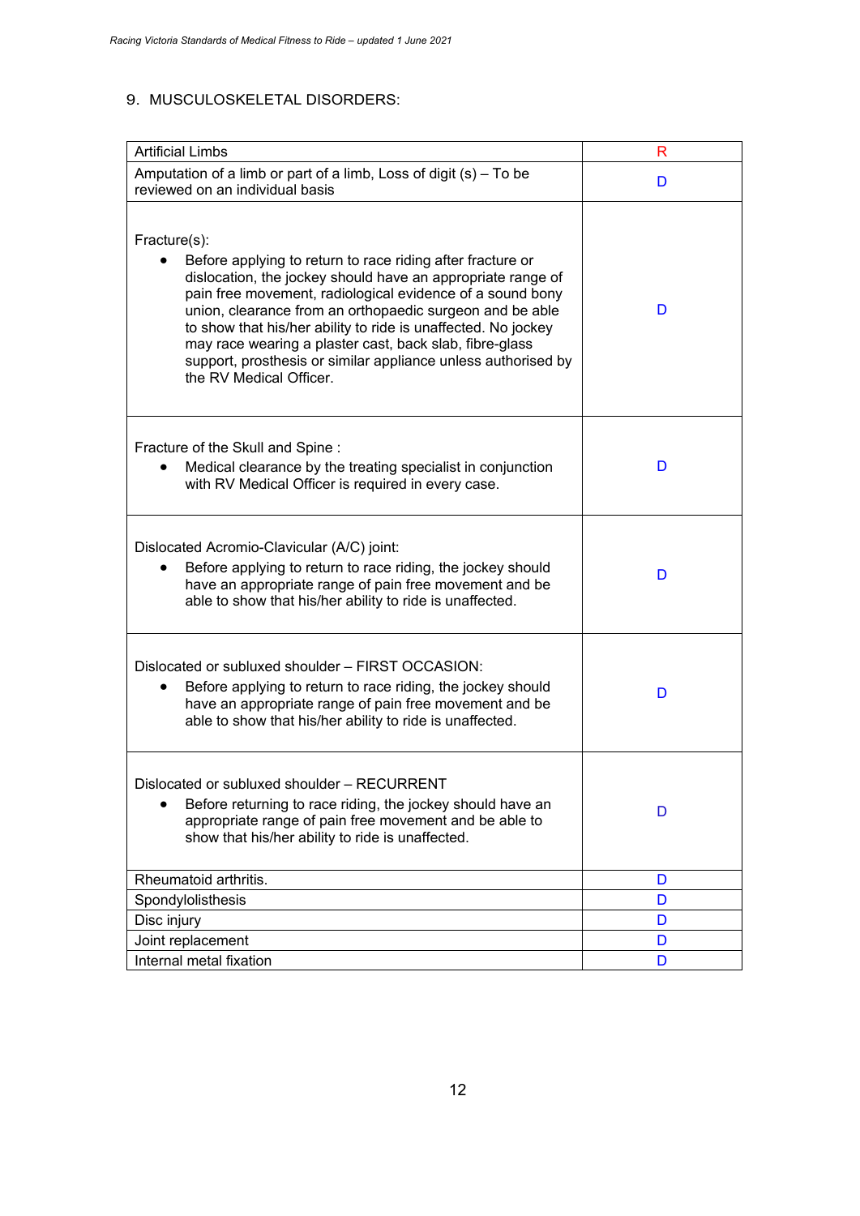## 9. MUSCULOSKELETAL DISORDERS:

| Condition | |
|---|---|
| Artificial Limbs | R |
| Amputation of a limb or part of a limb, Loss of digit (s) – To be reviewed on an individual basis | D |
| Fracture(s):<br>• Before applying to return to race riding after fracture or dislocation, the jockey should have an appropriate range of pain free movement, radiological evidence of a sound bony union, clearance from an orthopaedic surgeon and be able to show that his/her ability to ride is unaffected. No jockey may race wearing a plaster cast, back slab, fibre-glass support, prosthesis or similar appliance unless authorised by the RV Medical Officer. | D |
| Fracture of the Skull and Spine :<br>• Medical clearance by the treating specialist in conjunction with RV Medical Officer is required in every case. | D |
| Dislocated Acromio-Clavicular (A/C) joint:<br>• Before applying to return to race riding, the jockey should have an appropriate range of pain free movement and be able to show that his/her ability to ride is unaffected. | D |
| Dislocated or subluxed shoulder – FIRST OCCASION:<br>• Before applying to return to race riding, the jockey should have an appropriate range of pain free movement and be able to show that his/her ability to ride is unaffected. | D |
| Dislocated or subluxed shoulder – RECURRENT<br>• Before returning to race riding, the jockey should have an appropriate range of pain free movement and be able to show that his/her ability to ride is unaffected. | D |
| Rheumatoid arthritis. | D |
| Spondylolisthesis | D |
| Disc injury | D |
| Joint replacement | D |
| Internal metal fixation | D |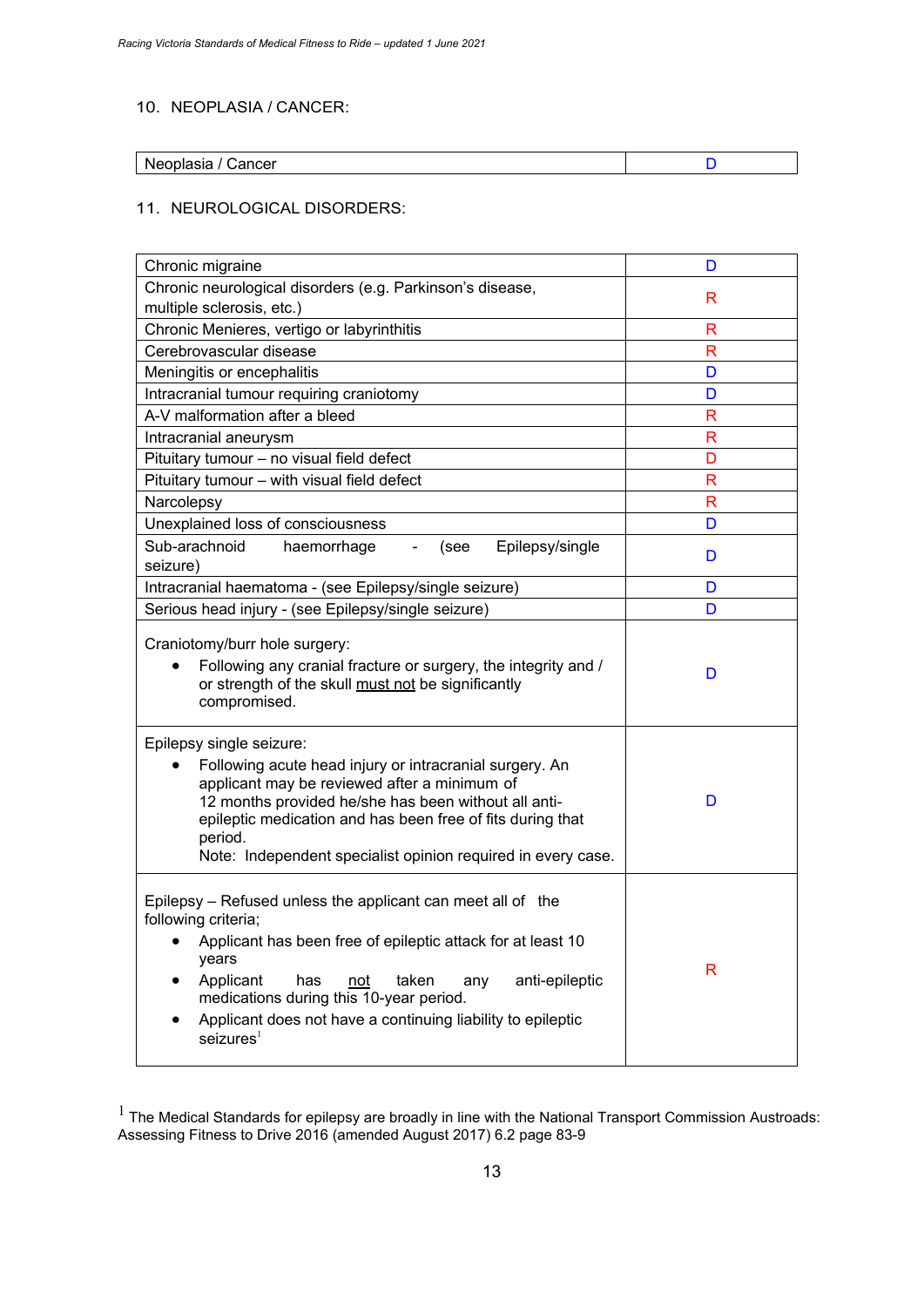## 10. NEOPLASIA / CANCER:

| Neoplasia / Cancer | D |
|---|---|

## 11. NEUROLOGICAL DISORDERS:

| Condition | |
|---|---|
| Chronic migraine | D |
| Chronic neurological disorders (e.g. Parkinson's disease, multiple sclerosis, etc.) | R |
| Chronic Menieres, vertigo or labyrinthitis | R |
| Cerebrovascular disease | R |
| Meningitis or encephalitis | D |
| Intracranial tumour requiring craniotomy | D |
| A-V malformation after a bleed | R |
| Intracranial aneurysm | R |
| Pituitary tumour – no visual field defect | D |
| Pituitary tumour – with visual field defect | R |
| Narcolepsy | R |
| Unexplained loss of consciousness | D |
| Sub-arachnoid haemorrhage - (see Epilepsy/single seizure) | D |
| Intracranial haematoma - (see Epilepsy/single seizure) | D |
| Serious head injury - (see Epilepsy/single seizure) | D |
| Craniotomy/burr hole surgery: <br> • Following any cranial fracture or surgery, the integrity and / or strength of the skull must not be significantly compromised. | D |
| Epilepsy single seizure: <br> • Following acute head injury or intracranial surgery. An applicant may be reviewed after a minimum of 12 months provided he/she has been without all anti-epileptic medication and has been free of fits during that period. <br> Note: Independent specialist opinion required in every case. | D |
| Epilepsy – Refused unless the applicant can meet all of the following criteria; <br> • Applicant has been free of epileptic attack for at least 10 years <br> • Applicant has not taken any anti-epileptic medications during this 10-year period. <br> • Applicant does not have a continuing liability to epileptic seizures[1] | R |

[1] The Medical Standards for epilepsy are broadly in line with the National Transport Commission Austroads: Assessing Fitness to Drive 2016 (amended August 2017) 6.2 page 83-9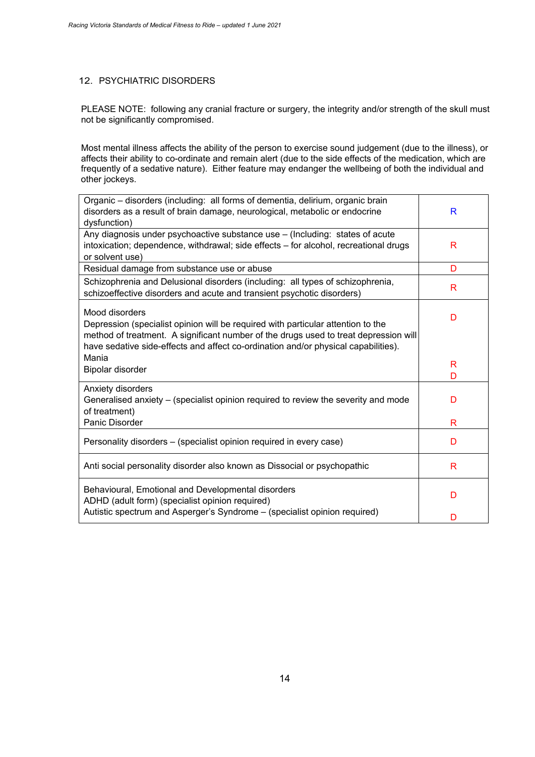## 12. PSYCHIATRIC DISORDERS

PLEASE NOTE: following any cranial fracture or surgery, the integrity and/or strength of the skull must not be significantly compromised.

Most mental illness affects the ability of the person to exercise sound judgement (due to the illness), or affects their ability to co-ordinate and remain alert (due to the side effects of the medication, which are frequently of a sedative nature). Either feature may endanger the wellbeing of both the individual and other jockeys.

| | |
|---|---|
| Organic – disorders (including: all forms of dementia, delirium, organic brain disorders as a result of brain damage, neurological, metabolic or endocrine dysfunction) | R |
| Any diagnosis under psychoactive substance use – (Including: states of acute intoxication; dependence, withdrawal; side effects – for alcohol, recreational drugs or solvent use) | R |
| Residual damage from substance use or abuse | D |
| Schizophrenia and Delusional disorders (including: all types of schizophrenia, schizoeffective disorders and acute and transient psychotic disorders) | R |
| Mood disorders<br>Depression (specialist opinion will be required with particular attention to the method of treatment. A significant number of the drugs used to treat depression will have sedative side-effects and affect co-ordination and/or physical capabilities).<br>Mania<br>Bipolar disorder | D<br><br><br>R<br>D |
| Anxiety disorders<br>Generalised anxiety – (specialist opinion required to review the severity and mode of treatment)<br>Panic Disorder | D<br><br>R |
| Personality disorders – (specialist opinion required in every case) | D |
| Anti social personality disorder also known as Dissocial or psychopathic | R |
| Behavioural, Emotional and Developmental disorders<br>ADHD (adult form) (specialist opinion required)<br>Autistic spectrum and Asperger's Syndrome – (specialist opinion required) | D<br>D |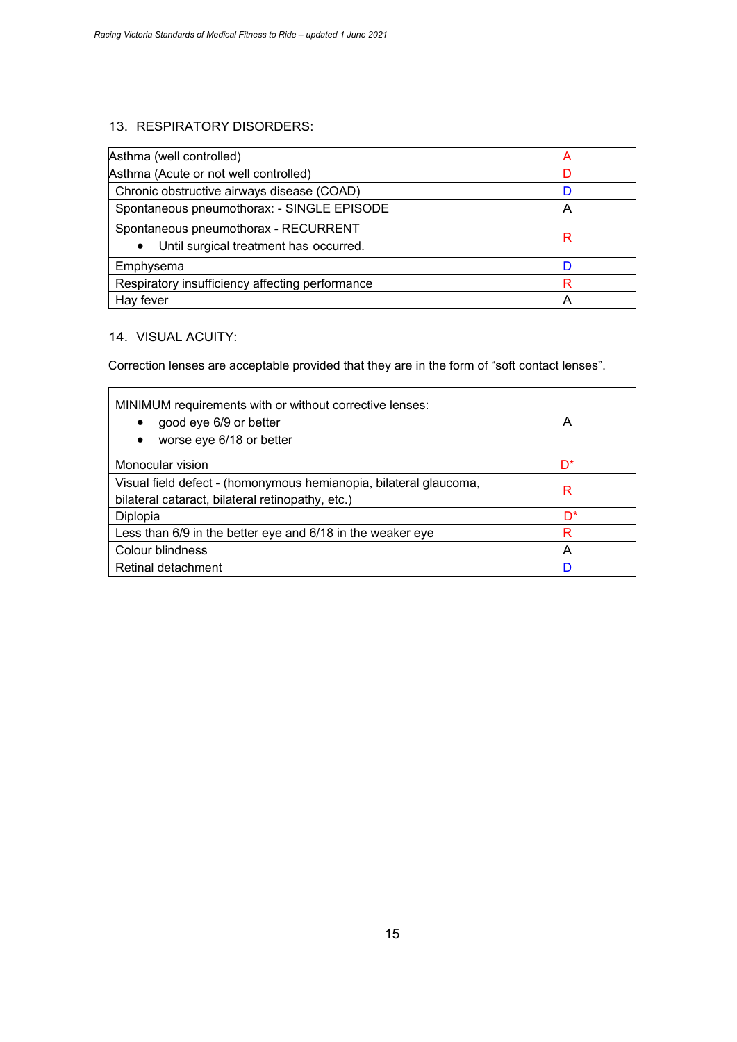## 13. RESPIRATORY DISORDERS:

| | |
|---|---|
| Asthma (well controlled) | A |
| Asthma (Acute or not well controlled) | D |
| Chronic obstructive airways disease (COAD) | D |
| Spontaneous pneumothorax: - SINGLE EPISODE | A |
| Spontaneous pneumothorax - RECURRENT<br>• Until surgical treatment has occurred. | R |
| Emphysema | D |
| Respiratory insufficiency affecting performance | R |
| Hay fever | A |

## 14. VISUAL ACUITY:

Correction lenses are acceptable provided that they are in the form of "soft contact lenses".

| | |
|---|---|
| MINIMUM requirements with or without corrective lenses:<br>• good eye 6/9 or better<br>• worse eye 6/18 or better | A |
| Monocular vision | D* |
| Visual field defect - (homonymous hemianopia, bilateral glaucoma, bilateral cataract, bilateral retinopathy, etc.) | R |
| Diplopia | D* |
| Less than 6/9 in the better eye and 6/18 in the weaker eye | R |
| Colour blindness | A |
| Retinal detachment | D |